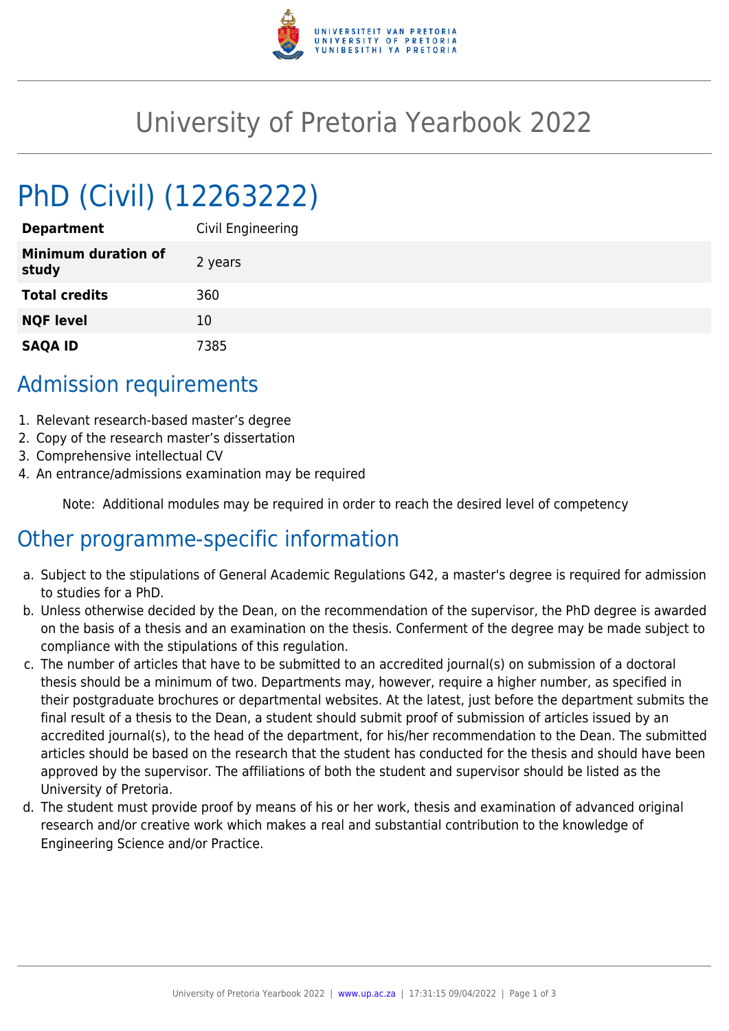# University of Pretoria Yearbook 2022

# PhD (Civil) (12263222)

| | |
|---|---|
| **Department** | Civil Engineering |
| **Minimum duration of study** | 2 years |
| **Total credits** | 360 |
| **NQF level** | 10 |
| **SAQA ID** | 7385 |

## Admission requirements

1. Relevant research-based master's degree
2. Copy of the research master's dissertation
3. Comprehensive intellectual CV
4. An entrance/admissions examination may be required

Note: Additional modules may be required in order to reach the desired level of competency

## Other programme-specific information

a. Subject to the stipulations of General Academic Regulations G42, a master's degree is required for admission to studies for a PhD.

b. Unless otherwise decided by the Dean, on the recommendation of the supervisor, the PhD degree is awarded on the basis of a thesis and an examination on the thesis. Conferment of the degree may be made subject to compliance with the stipulations of this regulation.

c. The number of articles that have to be submitted to an accredited journal(s) on submission of a doctoral thesis should be a minimum of two. Departments may, however, require a higher number, as specified in their postgraduate brochures or departmental websites. At the latest, just before the department submits the final result of a thesis to the Dean, a student should submit proof of submission of articles issued by an accredited journal(s), to the head of the department, for his/her recommendation to the Dean. The submitted articles should be based on the research that the student has conducted for the thesis and should have been approved by the supervisor. The affiliations of both the student and supervisor should be listed as the University of Pretoria.

d. The student must provide proof by means of his or her work, thesis and examination of advanced original research and/or creative work which makes a real and substantial contribution to the knowledge of Engineering Science and/or Practice.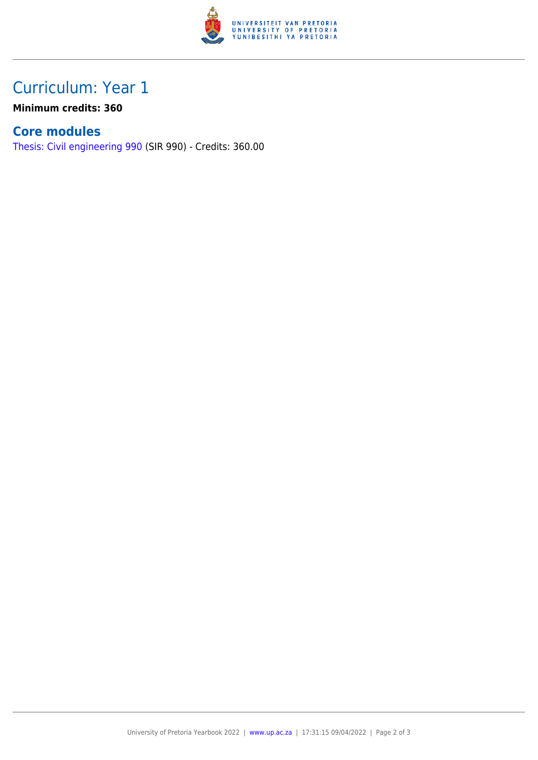# Curriculum: Year 1

**Minimum credits: 360**

## Core modules

Thesis: Civil engineering 990 (SIR 990) - Credits: 360.00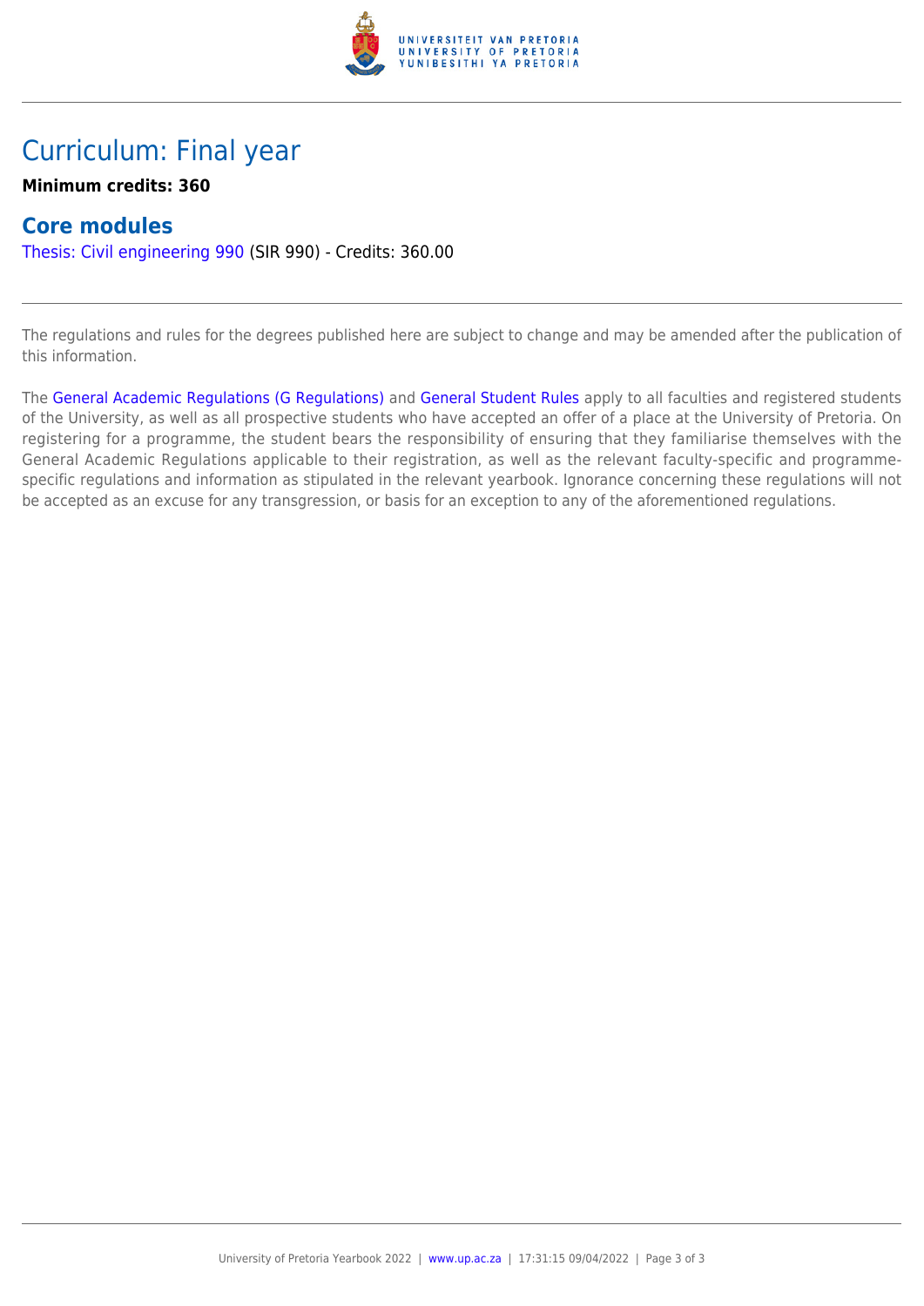# Curriculum: Final year

**Minimum credits: 360**

## Core modules

Thesis: Civil engineering 990 (SIR 990) - Credits: 360.00

The regulations and rules for the degrees published here are subject to change and may be amended after the publication of this information.

The General Academic Regulations (G Regulations) and General Student Rules apply to all faculties and registered students of the University, as well as all prospective students who have accepted an offer of a place at the University of Pretoria. On registering for a programme, the student bears the responsibility of ensuring that they familiarise themselves with the General Academic Regulations applicable to their registration, as well as the relevant faculty-specific and programme-specific regulations and information as stipulated in the relevant yearbook. Ignorance concerning these regulations will not be accepted as an excuse for any transgression, or basis for an exception to any of the aforementioned regulations.